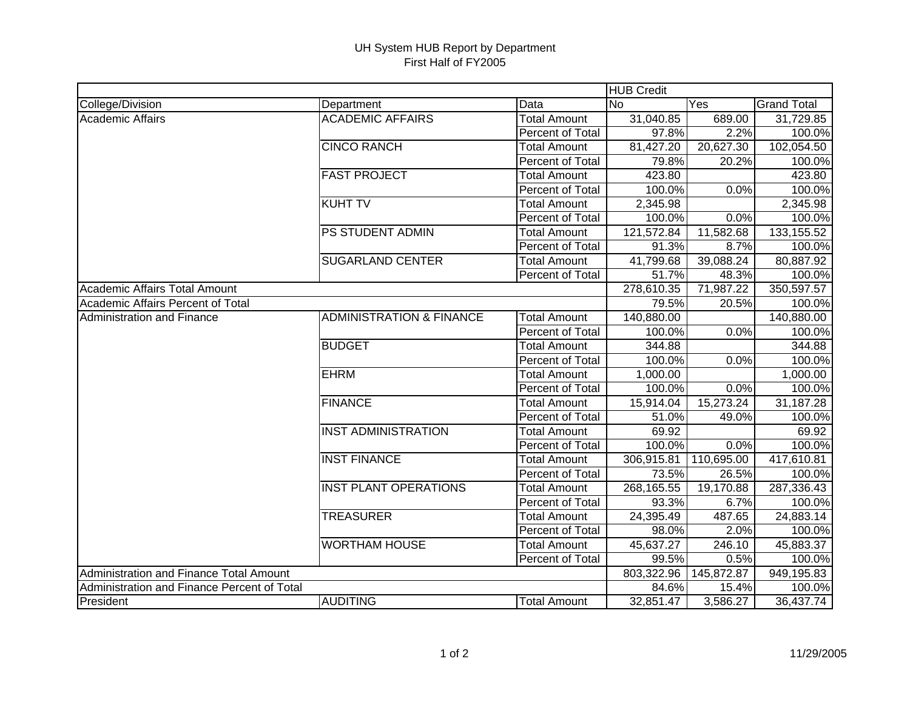# UH System HUB Report by Department

## First Half of FY2005

| | | | HUB Credit | | |
|---|---|---|---|---|---|
| College/Division | Department | Data | No | Yes | Grand Total |
| Academic Affairs | ACADEMIC AFFAIRS | Total Amount | 31,040.85 | 689.00 | 31,729.85 |
| | | Percent of Total | 97.8% | 2.2% | 100.0% |
| | CINCO RANCH | Total Amount | 81,427.20 | 20,627.30 | 102,054.50 |
| | | Percent of Total | 79.8% | 20.2% | 100.0% |
| | FAST PROJECT | Total Amount | 423.80 | | 423.80 |
| | | Percent of Total | 100.0% | 0.0% | 100.0% |
| | KUHT TV | Total Amount | 2,345.98 | | 2,345.98 |
| | | Percent of Total | 100.0% | 0.0% | 100.0% |
| | PS STUDENT ADMIN | Total Amount | 121,572.84 | 11,582.68 | 133,155.52 |
| | | Percent of Total | 91.3% | 8.7% | 100.0% |
| | SUGARLAND CENTER | Total Amount | 41,799.68 | 39,088.24 | 80,887.92 |
| | | Percent of Total | 51.7% | 48.3% | 100.0% |
| Academic Affairs Total Amount | | | 278,610.35 | 71,987.22 | 350,597.57 |
| Academic Affairs Percent of Total | | | 79.5% | 20.5% | 100.0% |
| Administration and Finance | ADMINISTRATION & FINANCE | Total Amount | 140,880.00 | | 140,880.00 |
| | | Percent of Total | 100.0% | 0.0% | 100.0% |
| | BUDGET | Total Amount | 344.88 | | 344.88 |
| | | Percent of Total | 100.0% | 0.0% | 100.0% |
| | EHRM | Total Amount | 1,000.00 | | 1,000.00 |
| | | Percent of Total | 100.0% | 0.0% | 100.0% |
| | FINANCE | Total Amount | 15,914.04 | 15,273.24 | 31,187.28 |
| | | Percent of Total | 51.0% | 49.0% | 100.0% |
| | INST ADMINISTRATION | Total Amount | 69.92 | | 69.92 |
| | | Percent of Total | 100.0% | 0.0% | 100.0% |
| | INST FINANCE | Total Amount | 306,915.81 | 110,695.00 | 417,610.81 |
| | | Percent of Total | 73.5% | 26.5% | 100.0% |
| | INST PLANT OPERATIONS | Total Amount | 268,165.55 | 19,170.88 | 287,336.43 |
| | | Percent of Total | 93.3% | 6.7% | 100.0% |
| | TREASURER | Total Amount | 24,395.49 | 487.65 | 24,883.14 |
| | | Percent of Total | 98.0% | 2.0% | 100.0% |
| | WORTHAM HOUSE | Total Amount | 45,637.27 | 246.10 | 45,883.37 |
| | | Percent of Total | 99.5% | 0.5% | 100.0% |
| Administration and Finance Total Amount | | | 803,322.96 | 145,872.87 | 949,195.83 |
| Administration and Finance Percent of Total | | | 84.6% | 15.4% | 100.0% |
| President | AUDITING | Total Amount | 32,851.47 | 3,586.27 | 36,437.74 |

11/29/2005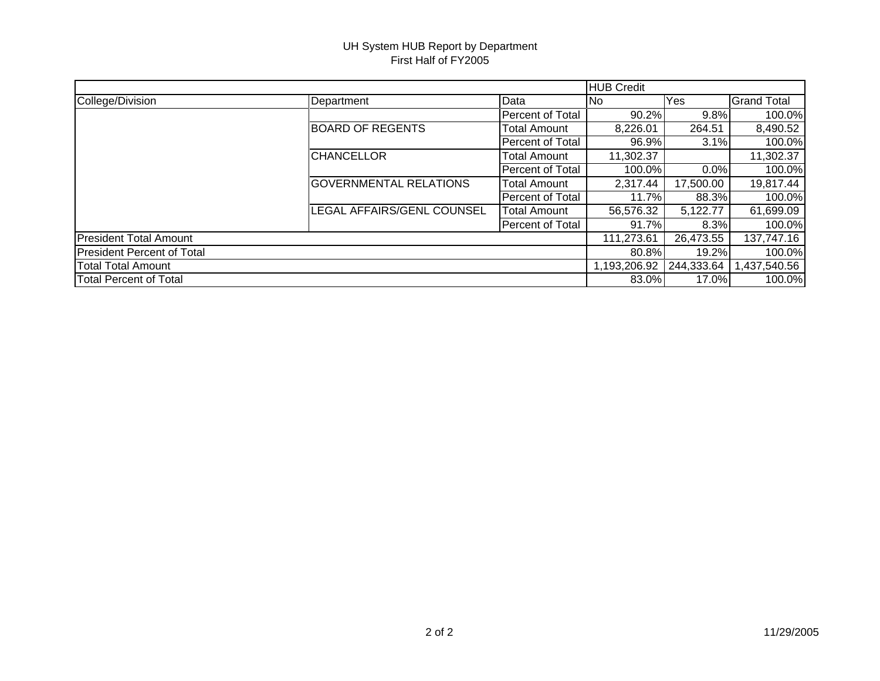# UH System HUB Report by Department

## First Half of FY2005

| | | | HUB Credit | | |
|---|---|---|---|---|---|
| College/Division | Department | Data | No | Yes | Grand Total |
| | | Percent of Total | 90.2% | 9.8% | 100.0% |
| | BOARD OF REGENTS | Total Amount | 8,226.01 | 264.51 | 8,490.52 |
| | | Percent of Total | 96.9% | 3.1% | 100.0% |
| | CHANCELLOR | Total Amount | 11,302.37 | | 11,302.37 |
| | | Percent of Total | 100.0% | 0.0% | 100.0% |
| | GOVERNMENTAL RELATIONS | Total Amount | 2,317.44 | 17,500.00 | 19,817.44 |
| | | Percent of Total | 11.7% | 88.3% | 100.0% |
| | LEGAL AFFAIRS/GENL COUNSEL | Total Amount | 56,576.32 | 5,122.77 | 61,699.09 |
| | | Percent of Total | 91.7% | 8.3% | 100.0% |
| President Total Amount | | | 111,273.61 | 26,473.55 | 137,747.16 |
| President Percent of Total | | | 80.8% | 19.2% | 100.0% |
| Total Total Amount | | | 1,193,206.92 | 244,333.64 | 1,437,540.56 |
| Total Percent of Total | | | 83.0% | 17.0% | 100.0% |

11/29/2005